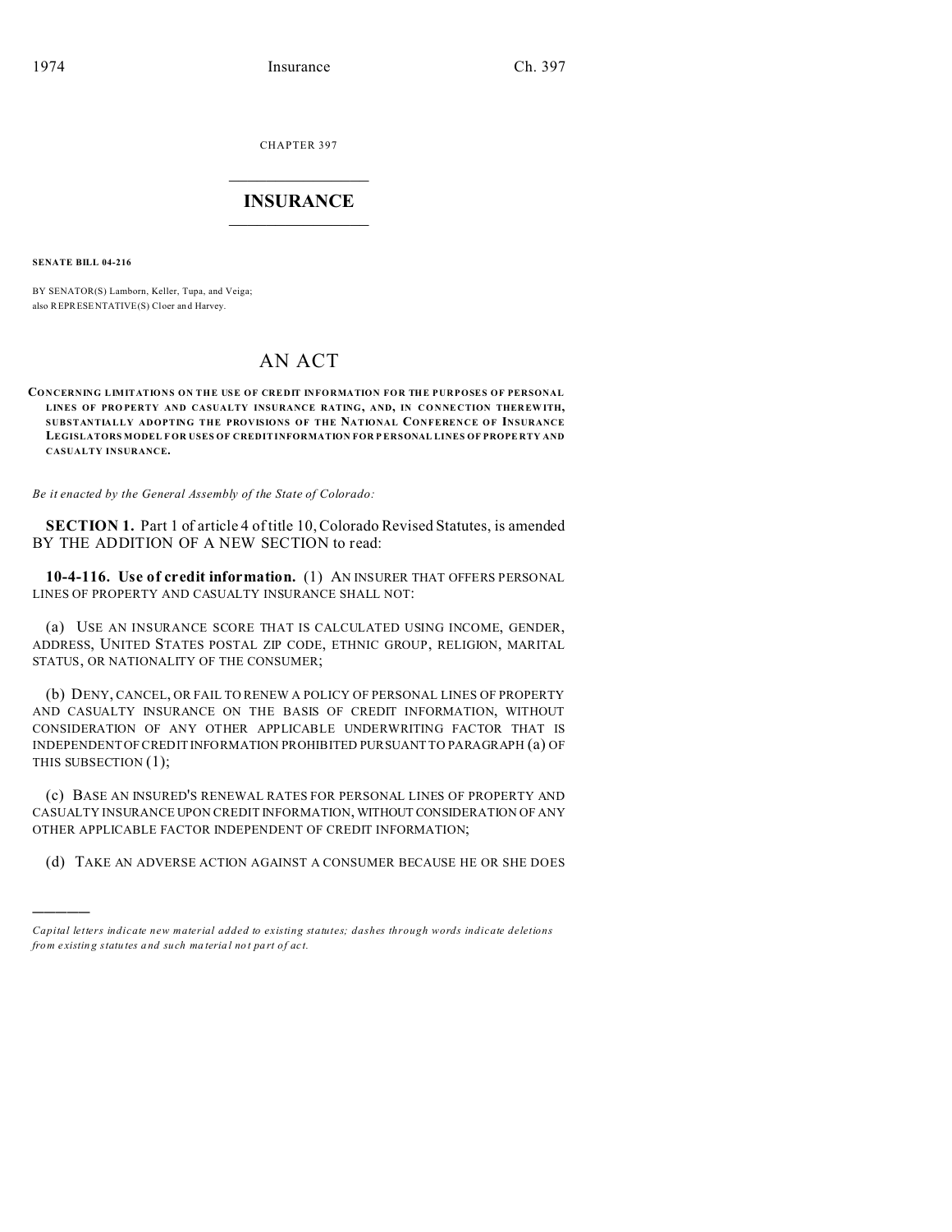CHAPTER 397

# INSURANCE

**SENATE BILL 04-216**

BY SENATOR(S) Lamborn, Keller, Tupa, and Veiga;
also REPRESENTATIVE(S) Cloer and Harvey.

# AN ACT

**CONCERNING LIMITATIONS ON THE USE OF CREDIT INFORMATION FOR THE PURPOSES OF PERSONAL LINES OF PROPERTY AND CASUALTY INSURANCE RATING, AND, IN CONNECTION THEREWITH, SUBSTANTIALLY ADOPTING THE PROVISIONS OF THE NATIONAL CONFERENCE OF INSURANCE LEGISLATORS MODEL FOR USES OF CREDIT INFORMATION FOR PERSONAL LINES OF PROPERTY AND CASUALTY INSURANCE.**

*Be it enacted by the General Assembly of the State of Colorado:*

**SECTION 1.** Part 1 of article 4 of title 10, Colorado Revised Statutes, is amended BY THE ADDITION OF A NEW SECTION to read:

**10-4-116. Use of credit information.** (1) AN INSURER THAT OFFERS PERSONAL LINES OF PROPERTY AND CASUALTY INSURANCE SHALL NOT:

(a) USE AN INSURANCE SCORE THAT IS CALCULATED USING INCOME, GENDER, ADDRESS, UNITED STATES POSTAL ZIP CODE, ETHNIC GROUP, RELIGION, MARITAL STATUS, OR NATIONALITY OF THE CONSUMER;

(b) DENY, CANCEL, OR FAIL TO RENEW A POLICY OF PERSONAL LINES OF PROPERTY AND CASUALTY INSURANCE ON THE BASIS OF CREDIT INFORMATION, WITHOUT CONSIDERATION OF ANY OTHER APPLICABLE UNDERWRITING FACTOR THAT IS INDEPENDENT OF CREDIT INFORMATION PROHIBITED PURSUANT TO PARAGRAPH (a) OF THIS SUBSECTION (1);

(c) BASE AN INSURED'S RENEWAL RATES FOR PERSONAL LINES OF PROPERTY AND CASUALTY INSURANCE UPON CREDIT INFORMATION, WITHOUT CONSIDERATION OF ANY OTHER APPLICABLE FACTOR INDEPENDENT OF CREDIT INFORMATION;

(d) TAKE AN ADVERSE ACTION AGAINST A CONSUMER BECAUSE HE OR SHE DOES

---

*Capital letters indicate new material added to existing statutes; dashes through words indicate deletions from existing statutes and such material not part of act.*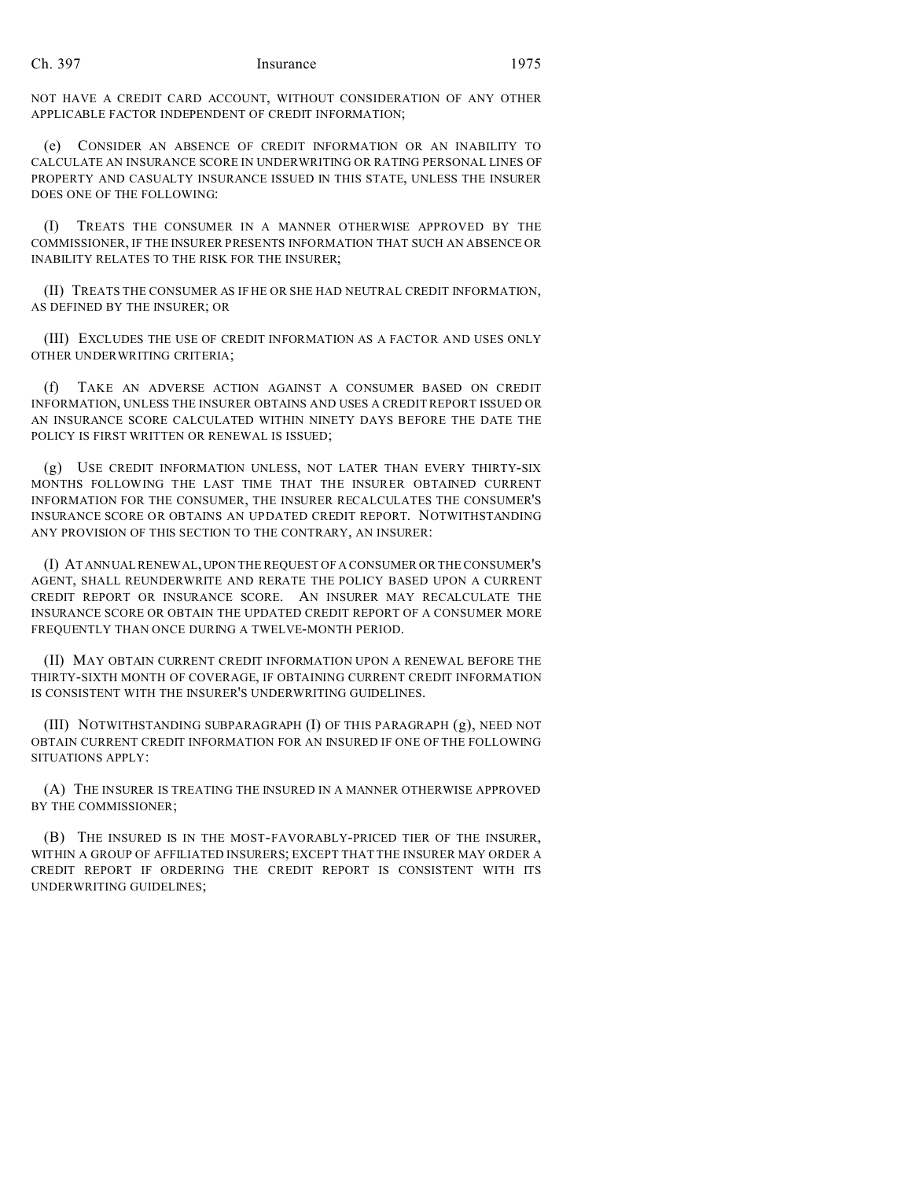NOT HAVE A CREDIT CARD ACCOUNT, WITHOUT CONSIDERATION OF ANY OTHER APPLICABLE FACTOR INDEPENDENT OF CREDIT INFORMATION;

(e) CONSIDER AN ABSENCE OF CREDIT INFORMATION OR AN INABILITY TO CALCULATE AN INSURANCE SCORE IN UNDERWRITING OR RATING PERSONAL LINES OF PROPERTY AND CASUALTY INSURANCE ISSUED IN THIS STATE, UNLESS THE INSURER DOES ONE OF THE FOLLOWING:

(I) TREATS THE CONSUMER IN A MANNER OTHERWISE APPROVED BY THE COMMISSIONER, IF THE INSURER PRESENTS INFORMATION THAT SUCH AN ABSENCE OR INABILITY RELATES TO THE RISK FOR THE INSURER;

(II) TREATS THE CONSUMER AS IF HE OR SHE HAD NEUTRAL CREDIT INFORMATION, AS DEFINED BY THE INSURER; OR

(III) EXCLUDES THE USE OF CREDIT INFORMATION AS A FACTOR AND USES ONLY OTHER UNDERWRITING CRITERIA;

(f) TAKE AN ADVERSE ACTION AGAINST A CONSUMER BASED ON CREDIT INFORMATION, UNLESS THE INSURER OBTAINS AND USES A CREDIT REPORT ISSUED OR AN INSURANCE SCORE CALCULATED WITHIN NINETY DAYS BEFORE THE DATE THE POLICY IS FIRST WRITTEN OR RENEWAL IS ISSUED;

(g) USE CREDIT INFORMATION UNLESS, NOT LATER THAN EVERY THIRTY-SIX MONTHS FOLLOWING THE LAST TIME THAT THE INSURER OBTAINED CURRENT INFORMATION FOR THE CONSUMER, THE INSURER RECALCULATES THE CONSUMER'S INSURANCE SCORE OR OBTAINS AN UPDATED CREDIT REPORT. NOTWITHSTANDING ANY PROVISION OF THIS SECTION TO THE CONTRARY, AN INSURER:

(I) AT ANNUAL RENEWAL, UPON THE REQUEST OF A CONSUMER OR THE CONSUMER'S AGENT, SHALL REUNDERWRITE AND RERATE THE POLICY BASED UPON A CURRENT CREDIT REPORT OR INSURANCE SCORE. AN INSURER MAY RECALCULATE THE INSURANCE SCORE OR OBTAIN THE UPDATED CREDIT REPORT OF A CONSUMER MORE FREQUENTLY THAN ONCE DURING A TWELVE-MONTH PERIOD.

(II) MAY OBTAIN CURRENT CREDIT INFORMATION UPON A RENEWAL BEFORE THE THIRTY-SIXTH MONTH OF COVERAGE, IF OBTAINING CURRENT CREDIT INFORMATION IS CONSISTENT WITH THE INSURER'S UNDERWRITING GUIDELINES.

(III) NOTWITHSTANDING SUBPARAGRAPH (I) OF THIS PARAGRAPH (g), NEED NOT OBTAIN CURRENT CREDIT INFORMATION FOR AN INSURED IF ONE OF THE FOLLOWING SITUATIONS APPLY:

(A) THE INSURER IS TREATING THE INSURED IN A MANNER OTHERWISE APPROVED BY THE COMMISSIONER;

(B) THE INSURED IS IN THE MOST-FAVORABLY-PRICED TIER OF THE INSURER, WITHIN A GROUP OF AFFILIATED INSURERS; EXCEPT THAT THE INSURER MAY ORDER A CREDIT REPORT IF ORDERING THE CREDIT REPORT IS CONSISTENT WITH ITS UNDERWRITING GUIDELINES;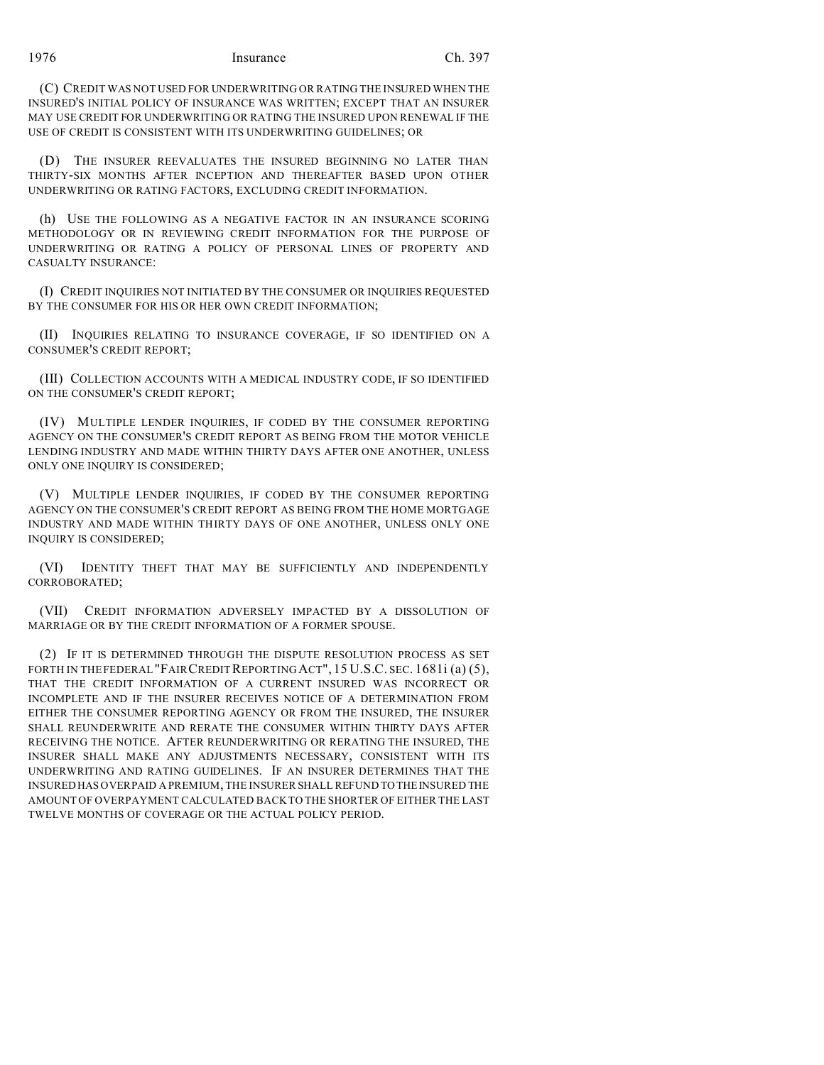(C) CREDIT WAS NOT USED FOR UNDERWRITING OR RATING THE INSURED WHEN THE INSURED'S INITIAL POLICY OF INSURANCE WAS WRITTEN; EXCEPT THAT AN INSURER MAY USE CREDIT FOR UNDERWRITING OR RATING THE INSURED UPON RENEWAL IF THE USE OF CREDIT IS CONSISTENT WITH ITS UNDERWRITING GUIDELINES; OR

(D) THE INSURER REEVALUATES THE INSURED BEGINNING NO LATER THAN THIRTY-SIX MONTHS AFTER INCEPTION AND THEREAFTER BASED UPON OTHER UNDERWRITING OR RATING FACTORS, EXCLUDING CREDIT INFORMATION.

(h) USE THE FOLLOWING AS A NEGATIVE FACTOR IN AN INSURANCE SCORING METHODOLOGY OR IN REVIEWING CREDIT INFORMATION FOR THE PURPOSE OF UNDERWRITING OR RATING A POLICY OF PERSONAL LINES OF PROPERTY AND CASUALTY INSURANCE:

(I) CREDIT INQUIRIES NOT INITIATED BY THE CONSUMER OR INQUIRIES REQUESTED BY THE CONSUMER FOR HIS OR HER OWN CREDIT INFORMATION;

(II) INQUIRIES RELATING TO INSURANCE COVERAGE, IF SO IDENTIFIED ON A CONSUMER'S CREDIT REPORT;

(III) COLLECTION ACCOUNTS WITH A MEDICAL INDUSTRY CODE, IF SO IDENTIFIED ON THE CONSUMER'S CREDIT REPORT;

(IV) MULTIPLE LENDER INQUIRIES, IF CODED BY THE CONSUMER REPORTING AGENCY ON THE CONSUMER'S CREDIT REPORT AS BEING FROM THE MOTOR VEHICLE LENDING INDUSTRY AND MADE WITHIN THIRTY DAYS AFTER ONE ANOTHER, UNLESS ONLY ONE INQUIRY IS CONSIDERED;

(V) MULTIPLE LENDER INQUIRIES, IF CODED BY THE CONSUMER REPORTING AGENCY ON THE CONSUMER'S CREDIT REPORT AS BEING FROM THE HOME MORTGAGE INDUSTRY AND MADE WITHIN THIRTY DAYS OF ONE ANOTHER, UNLESS ONLY ONE INQUIRY IS CONSIDERED;

(VI) IDENTITY THEFT THAT MAY BE SUFFICIENTLY AND INDEPENDENTLY CORROBORATED;

(VII) CREDIT INFORMATION ADVERSELY IMPACTED BY A DISSOLUTION OF MARRIAGE OR BY THE CREDIT INFORMATION OF A FORMER SPOUSE.

(2) IF IT IS DETERMINED THROUGH THE DISPUTE RESOLUTION PROCESS AS SET FORTH IN THE FEDERAL "FAIR CREDIT REPORTING ACT", 15 U.S.C. SEC. 1681i (a) (5), THAT THE CREDIT INFORMATION OF A CURRENT INSURED WAS INCORRECT OR INCOMPLETE AND IF THE INSURER RECEIVES NOTICE OF A DETERMINATION FROM EITHER THE CONSUMER REPORTING AGENCY OR FROM THE INSURED, THE INSURER SHALL REUNDERWRITE AND RERATE THE CONSUMER WITHIN THIRTY DAYS AFTER RECEIVING THE NOTICE. AFTER REUNDERWRITING OR RERATING THE INSURED, THE INSURER SHALL MAKE ANY ADJUSTMENTS NECESSARY, CONSISTENT WITH ITS UNDERWRITING AND RATING GUIDELINES. IF AN INSURER DETERMINES THAT THE INSURED HAS OVERPAID A PREMIUM, THE INSURER SHALL REFUND TO THE INSURED THE AMOUNT OF OVERPAYMENT CALCULATED BACK TO THE SHORTER OF EITHER THE LAST TWELVE MONTHS OF COVERAGE OR THE ACTUAL POLICY PERIOD.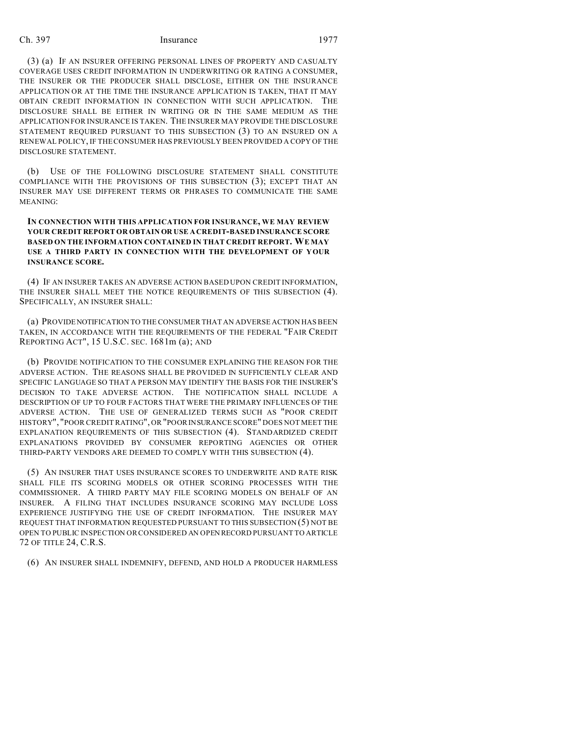(3) (a) IF AN INSURER OFFERING PERSONAL LINES OF PROPERTY AND CASUALTY COVERAGE USES CREDIT INFORMATION IN UNDERWRITING OR RATING A CONSUMER, THE INSURER OR THE PRODUCER SHALL DISCLOSE, EITHER ON THE INSURANCE APPLICATION OR AT THE TIME THE INSURANCE APPLICATION IS TAKEN, THAT IT MAY OBTAIN CREDIT INFORMATION IN CONNECTION WITH SUCH APPLICATION. THE DISCLOSURE SHALL BE EITHER IN WRITING OR IN THE SAME MEDIUM AS THE APPLICATION FOR INSURANCE IS TAKEN. THE INSURER MAY PROVIDE THE DISCLOSURE STATEMENT REQUIRED PURSUANT TO THIS SUBSECTION (3) TO AN INSURED ON A RENEWAL POLICY, IF THE CONSUMER HAS PREVIOUSLY BEEN PROVIDED A COPY OF THE DISCLOSURE STATEMENT.

(b) USE OF THE FOLLOWING DISCLOSURE STATEMENT SHALL CONSTITUTE COMPLIANCE WITH THE PROVISIONS OF THIS SUBSECTION (3); EXCEPT THAT AN INSURER MAY USE DIFFERENT TERMS OR PHRASES TO COMMUNICATE THE SAME MEANING:

**IN CONNECTION WITH THIS APPLICATION FOR INSURANCE, WE MAY REVIEW YOUR CREDIT REPORT OR OBTAIN OR USE A CREDIT-BASED INSURANCE SCORE BASED ON THE INFORMATION CONTAINED IN THAT CREDIT REPORT. WE MAY USE A THIRD PARTY IN CONNECTION WITH THE DEVELOPMENT OF YOUR INSURANCE SCORE.**

(4) IF AN INSURER TAKES AN ADVERSE ACTION BASED UPON CREDIT INFORMATION, THE INSURER SHALL MEET THE NOTICE REQUIREMENTS OF THIS SUBSECTION (4). SPECIFICALLY, AN INSURER SHALL:

(a) PROVIDE NOTIFICATION TO THE CONSUMER THAT AN ADVERSE ACTION HAS BEEN TAKEN, IN ACCORDANCE WITH THE REQUIREMENTS OF THE FEDERAL "FAIR CREDIT REPORTING ACT", 15 U.S.C. SEC. 1681m (a); AND

(b) PROVIDE NOTIFICATION TO THE CONSUMER EXPLAINING THE REASON FOR THE ADVERSE ACTION. THE REASONS SHALL BE PROVIDED IN SUFFICIENTLY CLEAR AND SPECIFIC LANGUAGE SO THAT A PERSON MAY IDENTIFY THE BASIS FOR THE INSURER'S DECISION TO TAKE ADVERSE ACTION. THE NOTIFICATION SHALL INCLUDE A DESCRIPTION OF UP TO FOUR FACTORS THAT WERE THE PRIMARY INFLUENCES OF THE ADVERSE ACTION. THE USE OF GENERALIZED TERMS SUCH AS "POOR CREDIT HISTORY", "POOR CREDIT RATING", OR "POOR INSURANCE SCORE" DOES NOT MEET THE EXPLANATION REQUIREMENTS OF THIS SUBSECTION (4). STANDARDIZED CREDIT EXPLANATIONS PROVIDED BY CONSUMER REPORTING AGENCIES OR OTHER THIRD-PARTY VENDORS ARE DEEMED TO COMPLY WITH THIS SUBSECTION (4).

(5) AN INSURER THAT USES INSURANCE SCORES TO UNDERWRITE AND RATE RISK SHALL FILE ITS SCORING MODELS OR OTHER SCORING PROCESSES WITH THE COMMISSIONER. A THIRD PARTY MAY FILE SCORING MODELS ON BEHALF OF AN INSURER. A FILING THAT INCLUDES INSURANCE SCORING MAY INCLUDE LOSS EXPERIENCE JUSTIFYING THE USE OF CREDIT INFORMATION. THE INSURER MAY REQUEST THAT INFORMATION REQUESTED PURSUANT TO THIS SUBSECTION (5) NOT BE OPEN TO PUBLIC INSPECTION OR CONSIDERED AN OPEN RECORD PURSUANT TO ARTICLE 72 OF TITLE 24, C.R.S.

(6) AN INSURER SHALL INDEMNIFY, DEFEND, AND HOLD A PRODUCER HARMLESS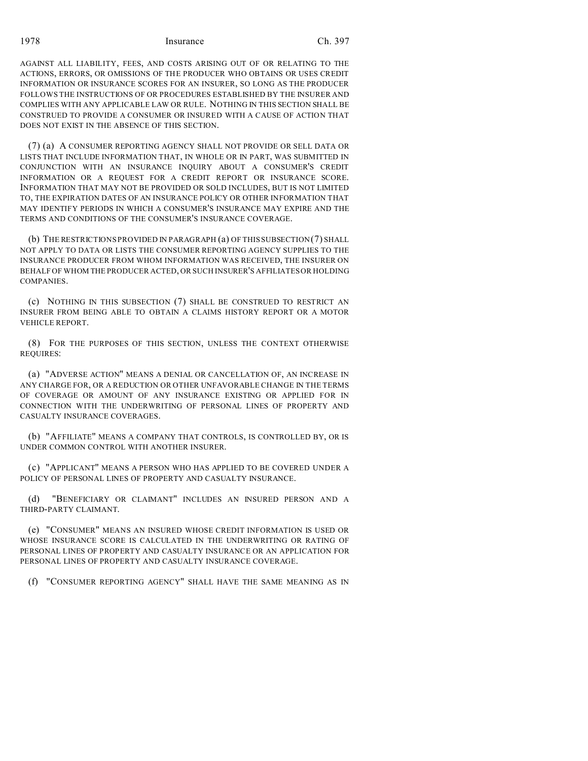AGAINST ALL LIABILITY, FEES, AND COSTS ARISING OUT OF OR RELATING TO THE ACTIONS, ERRORS, OR OMISSIONS OF THE PRODUCER WHO OBTAINS OR USES CREDIT INFORMATION OR INSURANCE SCORES FOR AN INSURER, SO LONG AS THE PRODUCER FOLLOWS THE INSTRUCTIONS OF OR PROCEDURES ESTABLISHED BY THE INSURER AND COMPLIES WITH ANY APPLICABLE LAW OR RULE. NOTHING IN THIS SECTION SHALL BE CONSTRUED TO PROVIDE A CONSUMER OR INSURED WITH A CAUSE OF ACTION THAT DOES NOT EXIST IN THE ABSENCE OF THIS SECTION.

(7) (a) A CONSUMER REPORTING AGENCY SHALL NOT PROVIDE OR SELL DATA OR LISTS THAT INCLUDE INFORMATION THAT, IN WHOLE OR IN PART, WAS SUBMITTED IN CONJUNCTION WITH AN INSURANCE INQUIRY ABOUT A CONSUMER'S CREDIT INFORMATION OR A REQUEST FOR A CREDIT REPORT OR INSURANCE SCORE. INFORMATION THAT MAY NOT BE PROVIDED OR SOLD INCLUDES, BUT IS NOT LIMITED TO, THE EXPIRATION DATES OF AN INSURANCE POLICY OR OTHER INFORMATION THAT MAY IDENTIFY PERIODS IN WHICH A CONSUMER'S INSURANCE MAY EXPIRE AND THE TERMS AND CONDITIONS OF THE CONSUMER'S INSURANCE COVERAGE.

(b) THE RESTRICTIONS PROVIDED IN PARAGRAPH (a) OF THIS SUBSECTION (7) SHALL NOT APPLY TO DATA OR LISTS THE CONSUMER REPORTING AGENCY SUPPLIES TO THE INSURANCE PRODUCER FROM WHOM INFORMATION WAS RECEIVED, THE INSURER ON BEHALF OF WHOM THE PRODUCER ACTED, OR SUCH INSURER'S AFFILIATES OR HOLDING COMPANIES.

(c) NOTHING IN THIS SUBSECTION (7) SHALL BE CONSTRUED TO RESTRICT AN INSURER FROM BEING ABLE TO OBTAIN A CLAIMS HISTORY REPORT OR A MOTOR VEHICLE REPORT.

(8) FOR THE PURPOSES OF THIS SECTION, UNLESS THE CONTEXT OTHERWISE REQUIRES:

(a) "ADVERSE ACTION" MEANS A DENIAL OR CANCELLATION OF, AN INCREASE IN ANY CHARGE FOR, OR A REDUCTION OR OTHER UNFAVORABLE CHANGE IN THE TERMS OF COVERAGE OR AMOUNT OF ANY INSURANCE EXISTING OR APPLIED FOR IN CONNECTION WITH THE UNDERWRITING OF PERSONAL LINES OF PROPERTY AND CASUALTY INSURANCE COVERAGES.

(b) "AFFILIATE" MEANS A COMPANY THAT CONTROLS, IS CONTROLLED BY, OR IS UNDER COMMON CONTROL WITH ANOTHER INSURER.

(c) "APPLICANT" MEANS A PERSON WHO HAS APPLIED TO BE COVERED UNDER A POLICY OF PERSONAL LINES OF PROPERTY AND CASUALTY INSURANCE.

(d) "BENEFICIARY OR CLAIMANT" INCLUDES AN INSURED PERSON AND A THIRD-PARTY CLAIMANT.

(e) "CONSUMER" MEANS AN INSURED WHOSE CREDIT INFORMATION IS USED OR WHOSE INSURANCE SCORE IS CALCULATED IN THE UNDERWRITING OR RATING OF PERSONAL LINES OF PROPERTY AND CASUALTY INSURANCE OR AN APPLICATION FOR PERSONAL LINES OF PROPERTY AND CASUALTY INSURANCE COVERAGE.

(f) "CONSUMER REPORTING AGENCY" SHALL HAVE THE SAME MEANING AS IN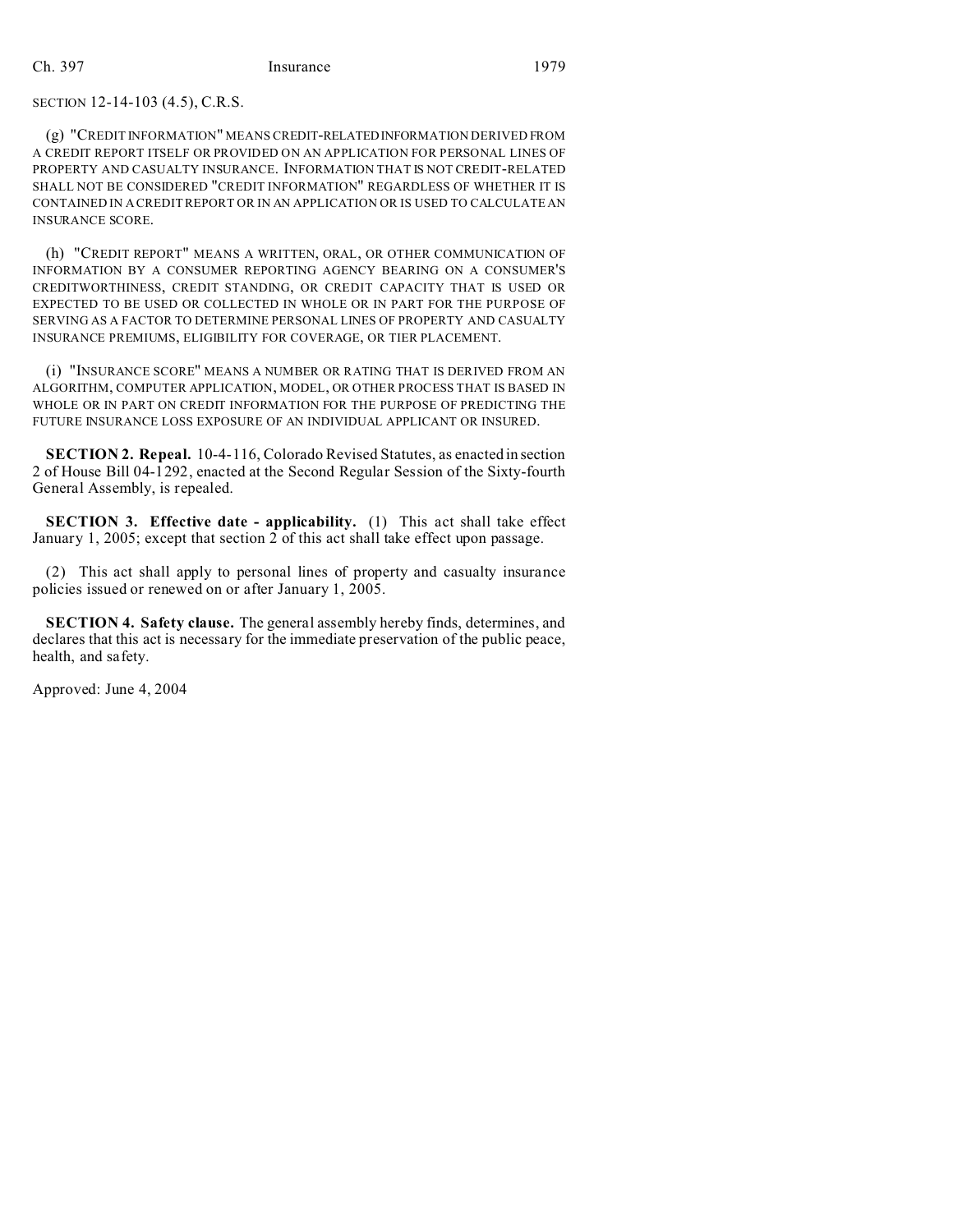SECTION 12-14-103 (4.5), C.R.S.

(g) "CREDIT INFORMATION" MEANS CREDIT-RELATED INFORMATION DERIVED FROM A CREDIT REPORT ITSELF OR PROVIDED ON AN APPLICATION FOR PERSONAL LINES OF PROPERTY AND CASUALTY INSURANCE. INFORMATION THAT IS NOT CREDIT-RELATED SHALL NOT BE CONSIDERED "CREDIT INFORMATION" REGARDLESS OF WHETHER IT IS CONTAINED IN A CREDIT REPORT OR IN AN APPLICATION OR IS USED TO CALCULATE AN INSURANCE SCORE.

(h) "CREDIT REPORT" MEANS A WRITTEN, ORAL, OR OTHER COMMUNICATION OF INFORMATION BY A CONSUMER REPORTING AGENCY BEARING ON A CONSUMER'S CREDITWORTHINESS, CREDIT STANDING, OR CREDIT CAPACITY THAT IS USED OR EXPECTED TO BE USED OR COLLECTED IN WHOLE OR IN PART FOR THE PURPOSE OF SERVING AS A FACTOR TO DETERMINE PERSONAL LINES OF PROPERTY AND CASUALTY INSURANCE PREMIUMS, ELIGIBILITY FOR COVERAGE, OR TIER PLACEMENT.

(i) "INSURANCE SCORE" MEANS A NUMBER OR RATING THAT IS DERIVED FROM AN ALGORITHM, COMPUTER APPLICATION, MODEL, OR OTHER PROCESS THAT IS BASED IN WHOLE OR IN PART ON CREDIT INFORMATION FOR THE PURPOSE OF PREDICTING THE FUTURE INSURANCE LOSS EXPOSURE OF AN INDIVIDUAL APPLICANT OR INSURED.

**SECTION 2. Repeal.** 10-4-116, Colorado Revised Statutes, as enacted in section 2 of House Bill 04-1292, enacted at the Second Regular Session of the Sixty-fourth General Assembly, is repealed.

**SECTION 3. Effective date - applicability.** (1) This act shall take effect January 1, 2005; except that section 2 of this act shall take effect upon passage.

(2) This act shall apply to personal lines of property and casualty insurance policies issued or renewed on or after January 1, 2005.

**SECTION 4. Safety clause.** The general assembly hereby finds, determines, and declares that this act is necessary for the immediate preservation of the public peace, health, and safety.

Approved: June 4, 2004